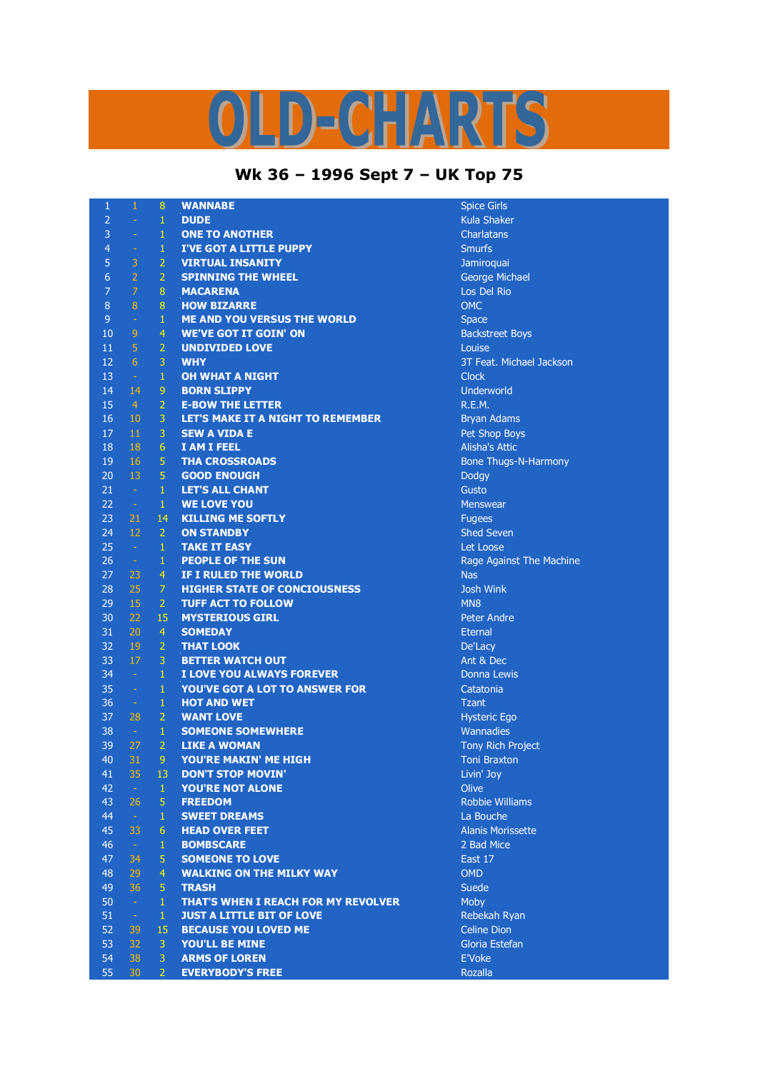# OLD-CHARTS

## Wk 36 – 1996 Sept 7 – UK Top 75

| | | | | |
|---|---|---|---|---|
| 1 | 1 | 8 | WANNABE | Spice Girls |
| 2 | - | 1 | DUDE | Kula Shaker |
| 3 | - | 1 | ONE TO ANOTHER | Charlatans |
| 4 | - | 1 | I'VE GOT A LITTLE PUPPY | Smurfs |
| 5 | 3 | 2 | VIRTUAL INSANITY | Jamiroquai |
| 6 | 2 | 2 | SPINNING THE WHEEL | George Michael |
| 7 | 7 | 8 | MACARENA | Los Del Rio |
| 8 | 8 | 8 | HOW BIZARRE | OMC |
| 9 | - | 1 | ME AND YOU VERSUS THE WORLD | Space |
| 10 | 9 | 4 | WE'VE GOT IT GOIN' ON | Backstreet Boys |
| 11 | 5 | 2 | UNDIVIDED LOVE | Louise |
| 12 | 6 | 3 | WHY | 3T Feat. Michael Jackson |
| 13 | - | 1 | OH WHAT A NIGHT | Clock |
| 14 | 14 | 9 | BORN SLIPPY | Underworld |
| 15 | 4 | 2 | E-BOW THE LETTER | R.E.M. |
| 16 | 10 | 3 | LET'S MAKE IT A NIGHT TO REMEMBER | Bryan Adams |
| 17 | 11 | 3 | SEW A VIDA E | Pet Shop Boys |
| 18 | 18 | 6 | I AM I FEEL | Alisha's Attic |
| 19 | 16 | 5 | THA CROSSROADS | Bone Thugs-N-Harmony |
| 20 | 13 | 5 | GOOD ENOUGH | Dodgy |
| 21 | - | 1 | LET'S ALL CHANT | Gusto |
| 22 | - | 1 | WE LOVE YOU | Menswear |
| 23 | 21 | 14 | KILLING ME SOFTLY | Fugees |
| 24 | 12 | 2 | ON STANDBY | Shed Seven |
| 25 | - | 1 | TAKE IT EASY | Let Loose |
| 26 | - | 1 | PEOPLE OF THE SUN | Rage Against The Machine |
| 27 | 23 | 4 | IF I RULED THE WORLD | Nas |
| 28 | 25 | 7 | HIGHER STATE OF CONCIOUSNESS | Josh Wink |
| 29 | 15 | 2 | TUFF ACT TO FOLLOW | MN8 |
| 30 | 22 | 15 | MYSTERIOUS GIRL | Peter Andre |
| 31 | 20 | 4 | SOMEDAY | Eternal |
| 32 | 19 | 2 | THAT LOOK | De'Lacy |
| 33 | 17 | 3 | BETTER WATCH OUT | Ant & Dec |
| 34 | - | 1 | I LOVE YOU ALWAYS FOREVER | Donna Lewis |
| 35 | - | 1 | YOU'VE GOT A LOT TO ANSWER FOR | Catatonia |
| 36 | - | 1 | HOT AND WET | Tzant |
| 37 | 28 | 2 | WANT LOVE | Hysteric Ego |
| 38 | - | 1 | SOMEONE SOMEWHERE | Wannadies |
| 39 | 27 | 2 | LIKE A WOMAN | Tony Rich Project |
| 40 | 31 | 9 | YOU'RE MAKIN' ME HIGH | Toni Braxton |
| 41 | 35 | 13 | DON'T STOP MOVIN' | Livin' Joy |
| 42 | - | 1 | YOU'RE NOT ALONE | Olive |
| 43 | 26 | 5 | FREEDOM | Robbie Williams |
| 44 | - | 1 | SWEET DREAMS | La Bouche |
| 45 | 33 | 6 | HEAD OVER FEET | Alanis Morissette |
| 46 | - | 1 | BOMBSCARE | 2 Bad Mice |
| 47 | 34 | 5 | SOMEONE TO LOVE | East 17 |
| 48 | 29 | 4 | WALKING ON THE MILKY WAY | OMD |
| 49 | 36 | 5 | TRASH | Suede |
| 50 | - | 1 | THAT'S WHEN I REACH FOR MY REVOLVER | Moby |
| 51 | - | 1 | JUST A LITTLE BIT OF LOVE | Rebekah Ryan |
| 52 | 39 | 15 | BECAUSE YOU LOVED ME | Celine Dion |
| 53 | 32 | 3 | YOU'LL BE MINE | Gloria Estefan |
| 54 | 38 | 3 | ARMS OF LOREN | E'Voke |
| 55 | 30 | 2 | EVERYBODY'S FREE | Rozalla |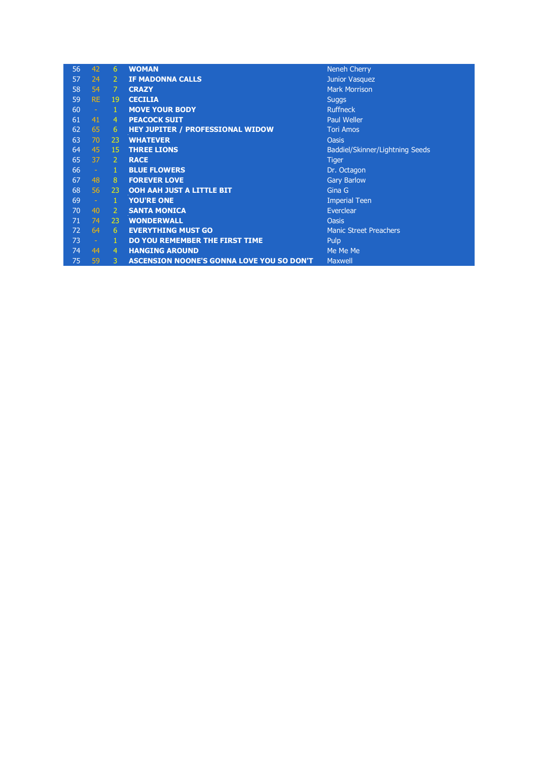| | | | | |
|---|---|---|---|---|
| 56 | 42 | 6 | **WOMAN** | Neneh Cherry |
| 57 | 24 | 2 | **IF MADONNA CALLS** | Junior Vasquez |
| 58 | 54 | 7 | **CRAZY** | Mark Morrison |
| 59 | RE | 19 | **CECILIA** | Suggs |
| 60 | - | 1 | **MOVE YOUR BODY** | Ruffneck |
| 61 | 41 | 4 | **PEACOCK SUIT** | Paul Weller |
| 62 | 65 | 6 | **HEY JUPITER / PROFESSIONAL WIDOW** | Tori Amos |
| 63 | 70 | 23 | **WHATEVER** | Oasis |
| 64 | 45 | 15 | **THREE LIONS** | Baddiel/Skinner/Lightning Seeds |
| 65 | 37 | 2 | **RACE** | Tiger |
| 66 | - | 1 | **BLUE FLOWERS** | Dr. Octagon |
| 67 | 48 | 8 | **FOREVER LOVE** | Gary Barlow |
| 68 | 56 | 23 | **OOH AAH JUST A LITTLE BIT** | Gina G |
| 69 | - | 1 | **YOU'RE ONE** | Imperial Teen |
| 70 | 40 | 2 | **SANTA MONICA** | Everclear |
| 71 | 74 | 23 | **WONDERWALL** | Oasis |
| 72 | 64 | 6 | **EVERYTHING MUST GO** | Manic Street Preachers |
| 73 | - | 1 | **DO YOU REMEMBER THE FIRST TIME** | Pulp |
| 74 | 44 | 4 | **HANGING AROUND** | Me Me Me |
| 75 | 59 | 3 | **ASCENSION NOONE'S GONNA LOVE YOU SO DON'T** | Maxwell |